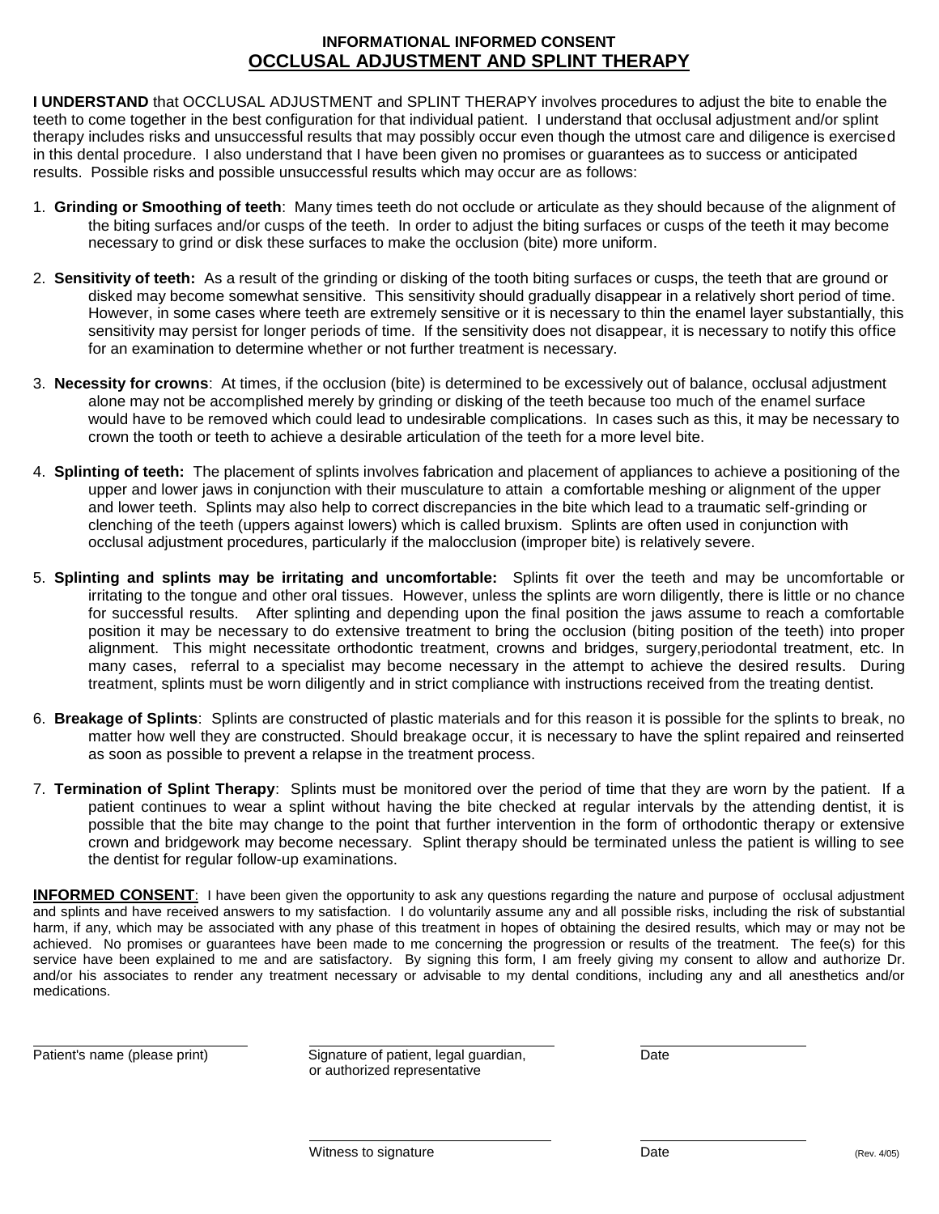**INFORMATIONAL INFORMED CONSENT**

## OCCLUSAL ADJUSTMENT AND SPLINT THERAPY

**I UNDERSTAND** that OCCLUSAL ADJUSTMENT and SPLINT THERAPY involves procedures to adjust the bite to enable the teeth to come together in the best configuration for that individual patient. I understand that occlusal adjustment and/or splint therapy includes risks and unsuccessful results that may possibly occur even though the utmost care and diligence is exercised in this dental procedure. I also understand that I have been given no promises or guarantees as to success or anticipated results. Possible risks and possible unsuccessful results which may occur are as follows:

1. **Grinding or Smoothing of teeth**: Many times teeth do not occlude or articulate as they should because of the alignment of the biting surfaces and/or cusps of the teeth. In order to adjust the biting surfaces or cusps of the teeth it may become necessary to grind or disk these surfaces to make the occlusion (bite) more uniform.

2. **Sensitivity of teeth:** As a result of the grinding or disking of the tooth biting surfaces or cusps, the teeth that are ground or disked may become somewhat sensitive. This sensitivity should gradually disappear in a relatively short period of time. However, in some cases where teeth are extremely sensitive or it is necessary to thin the enamel layer substantially, this sensitivity may persist for longer periods of time. If the sensitivity does not disappear, it is necessary to notify this office for an examination to determine whether or not further treatment is necessary.

3. **Necessity for crowns**: At times, if the occlusion (bite) is determined to be excessively out of balance, occlusal adjustment alone may not be accomplished merely by grinding or disking of the teeth because too much of the enamel surface would have to be removed which could lead to undesirable complications. In cases such as this, it may be necessary to crown the tooth or teeth to achieve a desirable articulation of the teeth for a more level bite.

4. **Splinting of teeth:** The placement of splints involves fabrication and placement of appliances to achieve a positioning of the upper and lower jaws in conjunction with their musculature to attain a comfortable meshing or alignment of the upper and lower teeth. Splints may also help to correct discrepancies in the bite which lead to a traumatic self-grinding or clenching of the teeth (uppers against lowers) which is called bruxism. Splints are often used in conjunction with occlusal adjustment procedures, particularly if the malocclusion (improper bite) is relatively severe.

5. **Splinting and splints may be irritating and uncomfortable:** Splints fit over the teeth and may be uncomfortable or irritating to the tongue and other oral tissues. However, unless the splints are worn diligently, there is little or no chance for successful results. After splinting and depending upon the final position the jaws assume to reach a comfortable position it may be necessary to do extensive treatment to bring the occlusion (biting position of the teeth) into proper alignment. This might necessitate orthodontic treatment, crowns and bridges, surgery,periodontal treatment, etc. In many cases, referral to a specialist may become necessary in the attempt to achieve the desired results. During treatment, splints must be worn diligently and in strict compliance with instructions received from the treating dentist.

6. **Breakage of Splints**: Splints are constructed of plastic materials and for this reason it is possible for the splints to break, no matter how well they are constructed. Should breakage occur, it is necessary to have the splint repaired and reinserted as soon as possible to prevent a relapse in the treatment process.

7. **Termination of Splint Therapy**: Splints must be monitored over the period of time that they are worn by the patient. If a patient continues to wear a splint without having the bite checked at regular intervals by the attending dentist, it is possible that the bite may change to the point that further intervention in the form of orthodontic therapy or extensive crown and bridgework may become necessary. Splint therapy should be terminated unless the patient is willing to see the dentist for regular follow-up examinations.

**INFORMED CONSENT**: I have been given the opportunity to ask any questions regarding the nature and purpose of occlusal adjustment and splints and have received answers to my satisfaction. I do voluntarily assume any and all possible risks, including the risk of substantial harm, if any, which may be associated with any phase of this treatment in hopes of obtaining the desired results, which may or may not be achieved. No promises or guarantees have been made to me concerning the progression or results of the treatment. The fee(s) for this service have been explained to me and are satisfactory. By signing this form, I am freely giving my consent to allow and authorize Dr. and/or his associates to render any treatment necessary or advisable to my dental conditions, including any and all anesthetics and/or medications.

| | | |
|---|---|---|
| Patient's name (please print) | Signature of patient, legal guardian, or authorized representative | Date |
| | Witness to signature | Date |

(Rev. 4/05)